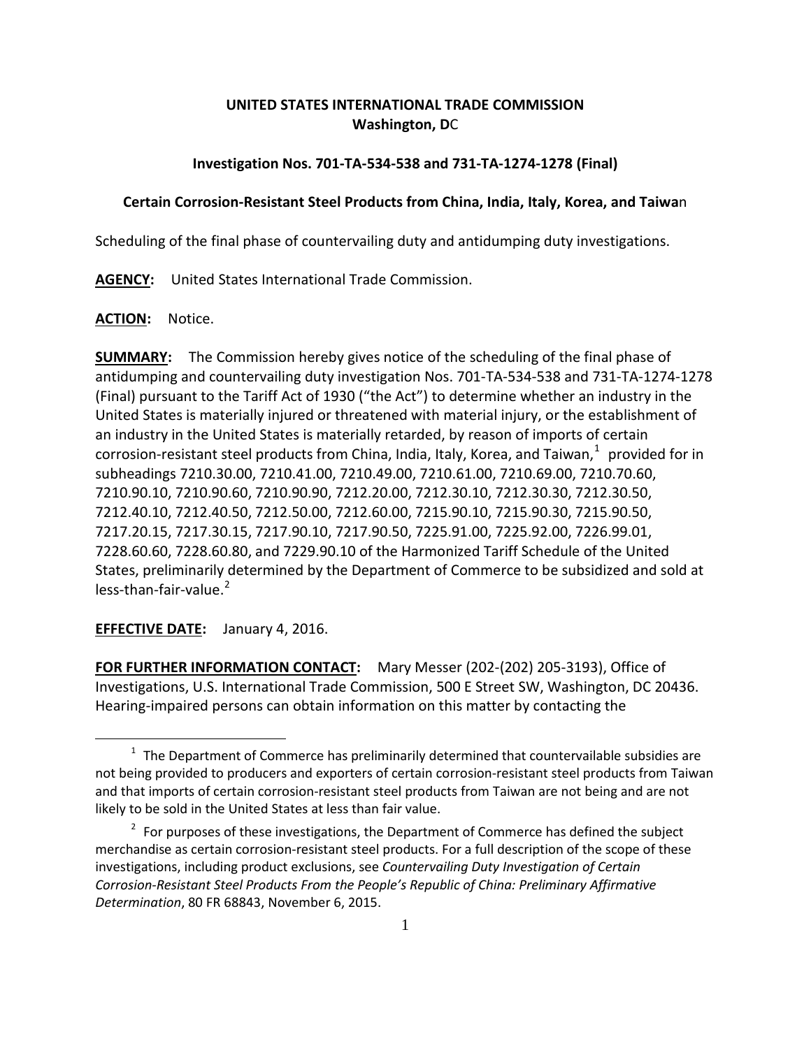**UNITED STATES INTERNATIONAL TRADE COMMISSION**
**Washington, DC**

**Investigation Nos. 701-TA-534-538 and 731-TA-1274-1278 (Final)**

**Certain Corrosion-Resistant Steel Products from China, India, Italy, Korea, and Taiwan**

Scheduling of the final phase of countervailing duty and antidumping duty investigations.

**AGENCY:** United States International Trade Commission.

**ACTION:** Notice.

**SUMMARY:** The Commission hereby gives notice of the scheduling of the final phase of antidumping and countervailing duty investigation Nos. 701-TA-534-538 and 731-TA-1274-1278 (Final) pursuant to the Tariff Act of 1930 ("the Act") to determine whether an industry in the United States is materially injured or threatened with material injury, or the establishment of an industry in the United States is materially retarded, by reason of imports of certain corrosion-resistant steel products from China, India, Italy, Korea, and Taiwan,[1] provided for in subheadings 7210.30.00, 7210.41.00, 7210.49.00, 7210.61.00, 7210.69.00, 7210.70.60, 7210.90.10, 7210.90.60, 7210.90.90, 7212.20.00, 7212.30.10, 7212.30.30, 7212.30.50, 7212.40.10, 7212.40.50, 7212.50.00, 7212.60.00, 7215.90.10, 7215.90.30, 7215.90.50, 7217.20.15, 7217.30.15, 7217.90.10, 7217.90.50, 7225.91.00, 7225.92.00, 7226.99.01, 7228.60.60, 7228.60.80, and 7229.90.10 of the Harmonized Tariff Schedule of the United States, preliminarily determined by the Department of Commerce to be subsidized and sold at less-than-fair-value.[2]

**EFFECTIVE DATE:** January 4, 2016.

**FOR FURTHER INFORMATION CONTACT:** Mary Messer (202-(202) 205-3193), Office of Investigations, U.S. International Trade Commission, 500 E Street SW, Washington, DC 20436. Hearing-impaired persons can obtain information on this matter by contacting the

---

[1] The Department of Commerce has preliminarily determined that countervailable subsidies are not being provided to producers and exporters of certain corrosion-resistant steel products from Taiwan and that imports of certain corrosion-resistant steel products from Taiwan are not being and are not likely to be sold in the United States at less than fair value.

[2] For purposes of these investigations, the Department of Commerce has defined the subject merchandise as certain corrosion-resistant steel products. For a full description of the scope of these investigations, including product exclusions, see *Countervailing Duty Investigation of Certain Corrosion-Resistant Steel Products From the People's Republic of China: Preliminary Affirmative Determination*, 80 FR 68843, November 6, 2015.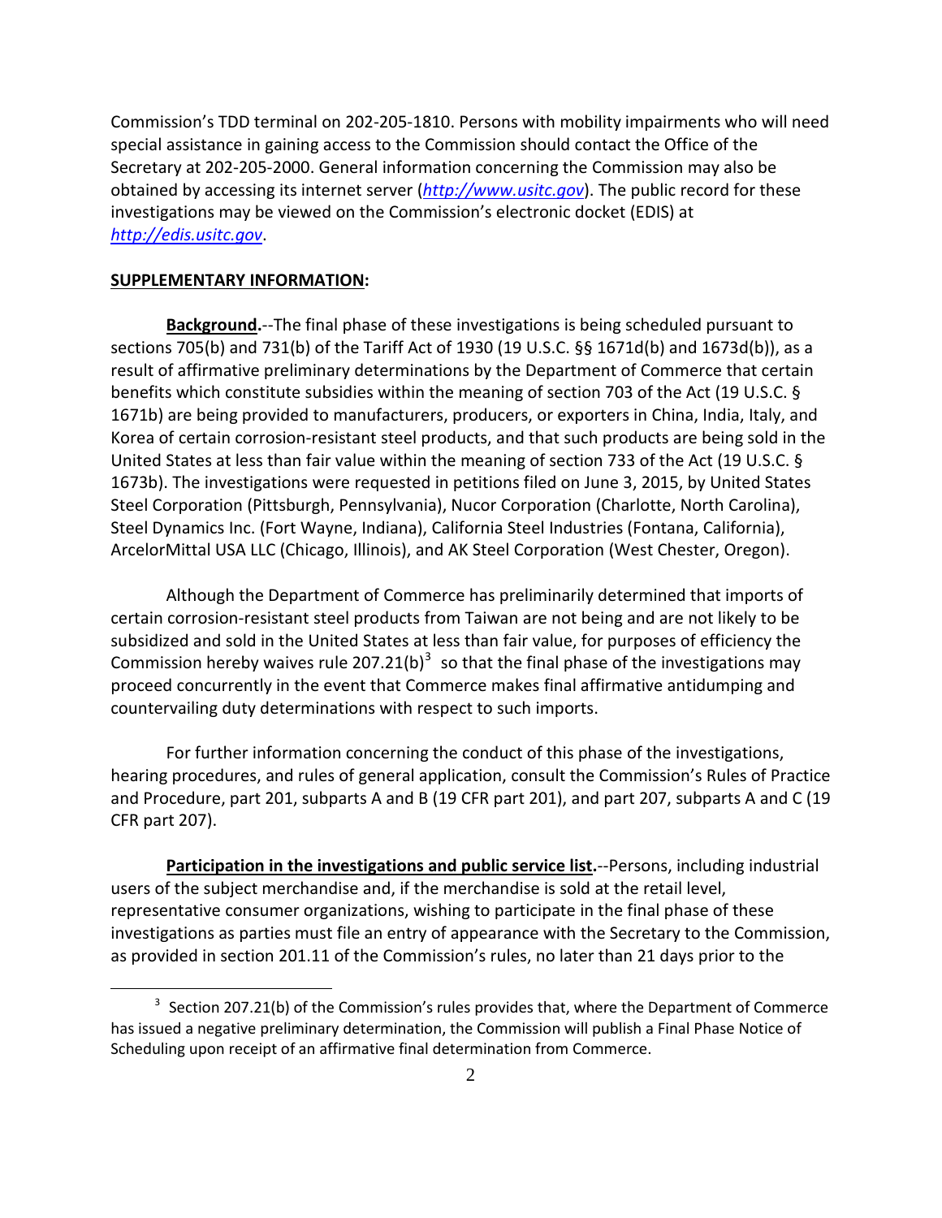Commission's TDD terminal on 202-205-1810. Persons with mobility impairments who will need special assistance in gaining access to the Commission should contact the Office of the Secretary at 202-205-2000. General information concerning the Commission may also be obtained by accessing its internet server (*http://www.usitc.gov*). The public record for these investigations may be viewed on the Commission's electronic docket (EDIS) at *http://edis.usitc.gov*.

**SUPPLEMENTARY INFORMATION:**

**Background.**--The final phase of these investigations is being scheduled pursuant to sections 705(b) and 731(b) of the Tariff Act of 1930 (19 U.S.C. §§ 1671d(b) and 1673d(b)), as a result of affirmative preliminary determinations by the Department of Commerce that certain benefits which constitute subsidies within the meaning of section 703 of the Act (19 U.S.C. § 1671b) are being provided to manufacturers, producers, or exporters in China, India, Italy, and Korea of certain corrosion-resistant steel products, and that such products are being sold in the United States at less than fair value within the meaning of section 733 of the Act (19 U.S.C. § 1673b). The investigations were requested in petitions filed on June 3, 2015, by United States Steel Corporation (Pittsburgh, Pennsylvania), Nucor Corporation (Charlotte, North Carolina), Steel Dynamics Inc. (Fort Wayne, Indiana), California Steel Industries (Fontana, California), ArcelorMittal USA LLC (Chicago, Illinois), and AK Steel Corporation (West Chester, Oregon).

Although the Department of Commerce has preliminarily determined that imports of certain corrosion-resistant steel products from Taiwan are not being and are not likely to be subsidized and sold in the United States at less than fair value, for purposes of efficiency the Commission hereby waives rule 207.21(b)[3] so that the final phase of the investigations may proceed concurrently in the event that Commerce makes final affirmative antidumping and countervailing duty determinations with respect to such imports.

For further information concerning the conduct of this phase of the investigations, hearing procedures, and rules of general application, consult the Commission's Rules of Practice and Procedure, part 201, subparts A and B (19 CFR part 201), and part 207, subparts A and C (19 CFR part 207).

**Participation in the investigations and public service list.**--Persons, including industrial users of the subject merchandise and, if the merchandise is sold at the retail level, representative consumer organizations, wishing to participate in the final phase of these investigations as parties must file an entry of appearance with the Secretary to the Commission, as provided in section 201.11 of the Commission's rules, no later than 21 days prior to the

[3] Section 207.21(b) of the Commission's rules provides that, where the Department of Commerce has issued a negative preliminary determination, the Commission will publish a Final Phase Notice of Scheduling upon receipt of an affirmative final determination from Commerce.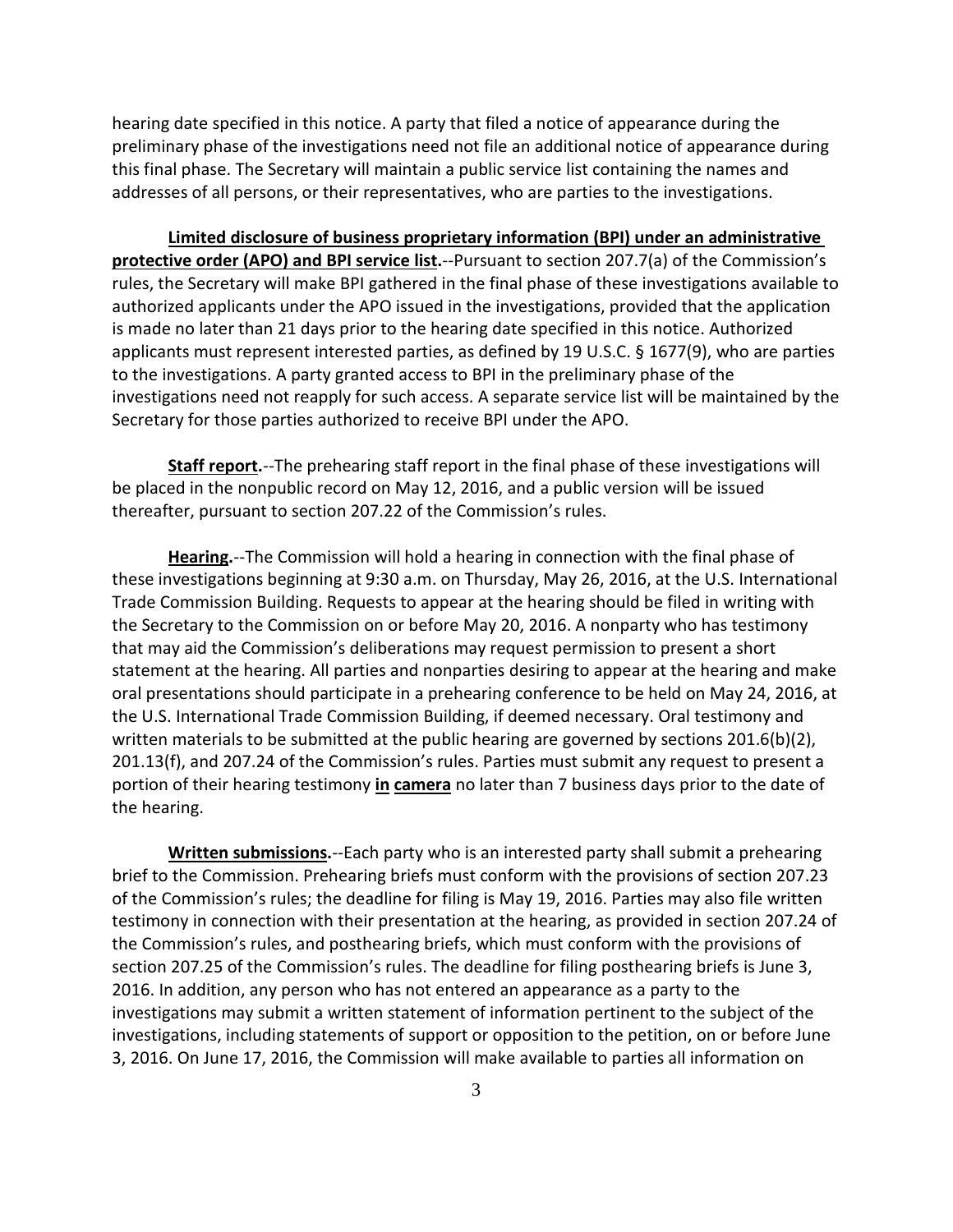hearing date specified in this notice. A party that filed a notice of appearance during the preliminary phase of the investigations need not file an additional notice of appearance during this final phase. The Secretary will maintain a public service list containing the names and addresses of all persons, or their representatives, who are parties to the investigations.

**Limited disclosure of business proprietary information (BPI) under an administrative protective order (APO) and BPI service list.**--Pursuant to section 207.7(a) of the Commission's rules, the Secretary will make BPI gathered in the final phase of these investigations available to authorized applicants under the APO issued in the investigations, provided that the application is made no later than 21 days prior to the hearing date specified in this notice. Authorized applicants must represent interested parties, as defined by 19 U.S.C. § 1677(9), who are parties to the investigations. A party granted access to BPI in the preliminary phase of the investigations need not reapply for such access. A separate service list will be maintained by the Secretary for those parties authorized to receive BPI under the APO.

**Staff report.**--The prehearing staff report in the final phase of these investigations will be placed in the nonpublic record on May 12, 2016, and a public version will be issued thereafter, pursuant to section 207.22 of the Commission's rules.

**Hearing.**--The Commission will hold a hearing in connection with the final phase of these investigations beginning at 9:30 a.m. on Thursday, May 26, 2016, at the U.S. International Trade Commission Building. Requests to appear at the hearing should be filed in writing with the Secretary to the Commission on or before May 20, 2016. A nonparty who has testimony that may aid the Commission's deliberations may request permission to present a short statement at the hearing. All parties and nonparties desiring to appear at the hearing and make oral presentations should participate in a prehearing conference to be held on May 24, 2016, at the U.S. International Trade Commission Building, if deemed necessary. Oral testimony and written materials to be submitted at the public hearing are governed by sections 201.6(b)(2), 201.13(f), and 207.24 of the Commission's rules. Parties must submit any request to present a portion of their hearing testimony **in camera** no later than 7 business days prior to the date of the hearing.

**Written submissions.**--Each party who is an interested party shall submit a prehearing brief to the Commission. Prehearing briefs must conform with the provisions of section 207.23 of the Commission's rules; the deadline for filing is May 19, 2016. Parties may also file written testimony in connection with their presentation at the hearing, as provided in section 207.24 of the Commission's rules, and posthearing briefs, which must conform with the provisions of section 207.25 of the Commission's rules. The deadline for filing posthearing briefs is June 3, 2016. In addition, any person who has not entered an appearance as a party to the investigations may submit a written statement of information pertinent to the subject of the investigations, including statements of support or opposition to the petition, on or before June 3, 2016. On June 17, 2016, the Commission will make available to parties all information on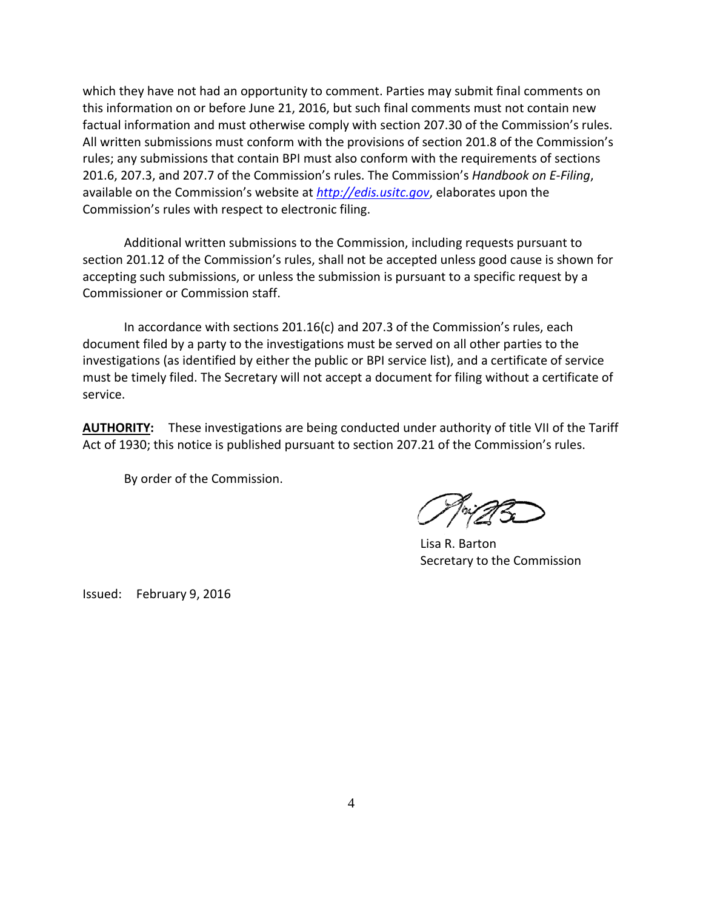which they have not had an opportunity to comment. Parties may submit final comments on this information on or before June 21, 2016, but such final comments must not contain new factual information and must otherwise comply with section 207.30 of the Commission's rules. All written submissions must conform with the provisions of section 201.8 of the Commission's rules; any submissions that contain BPI must also conform with the requirements of sections 201.6, 207.3, and 207.7 of the Commission's rules. The Commission's *Handbook on E-Filing*, available on the Commission's website at [http://edis.usitc.gov](http://edis.usitc.gov), elaborates upon the Commission's rules with respect to electronic filing.

Additional written submissions to the Commission, including requests pursuant to section 201.12 of the Commission's rules, shall not be accepted unless good cause is shown for accepting such submissions, or unless the submission is pursuant to a specific request by a Commissioner or Commission staff.

In accordance with sections 201.16(c) and 207.3 of the Commission's rules, each document filed by a party to the investigations must be served on all other parties to the investigations (as identified by either the public or BPI service list), and a certificate of service must be timely filed. The Secretary will not accept a document for filing without a certificate of service.

**AUTHORITY:** These investigations are being conducted under authority of title VII of the Tariff Act of 1930; this notice is published pursuant to section 207.21 of the Commission's rules.

By order of the Commission.

Lisa R. Barton
Secretary to the Commission

Issued: February 9, 2016